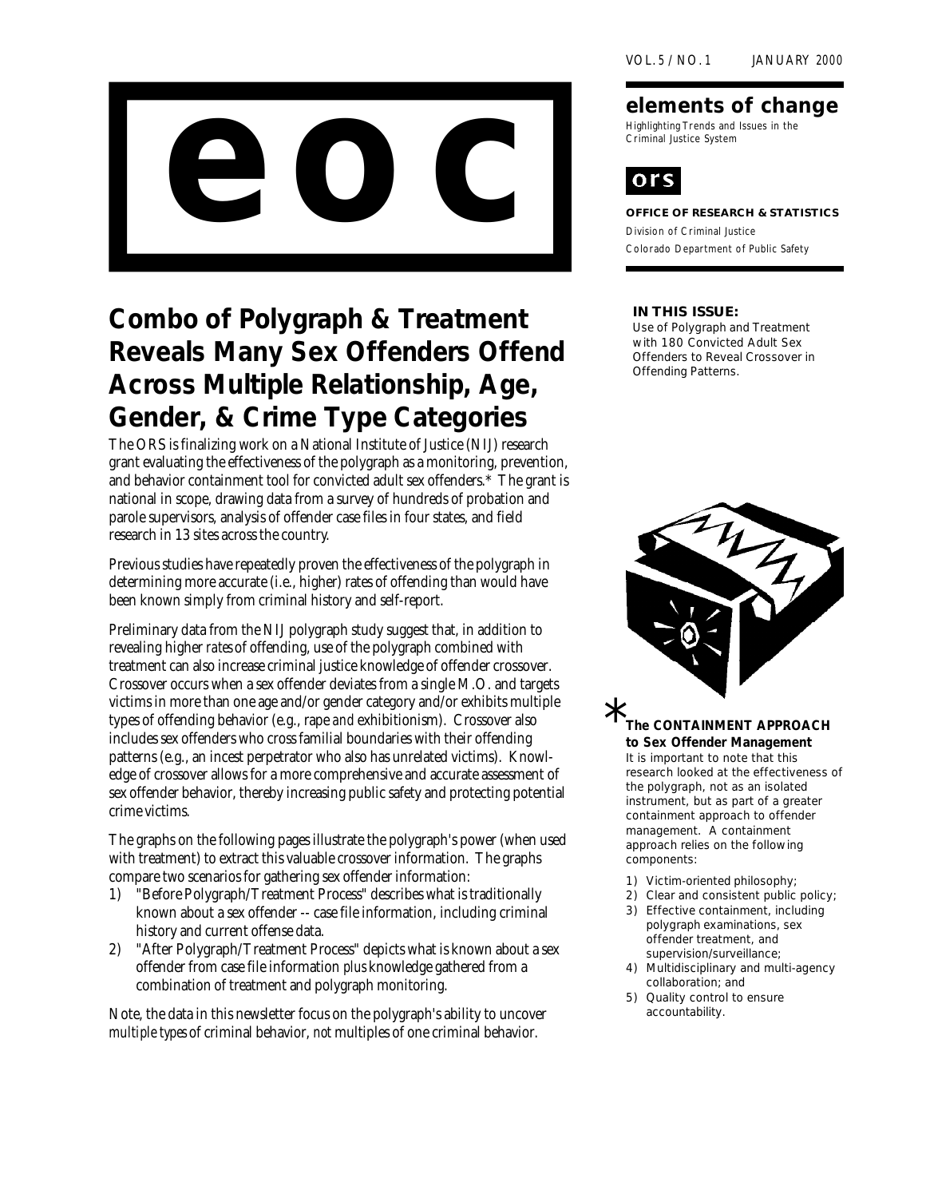VOL. 5 / NO. 1 JANUARY 2000

# eoc

## elements of change

Highlighting Trends and Issues in the Criminal Justice System

**ors**

**OFFICE OF RESEARCH & STATISTICS**

Division of Criminal Justice

Colorado Department of Public Safety

**IN THIS ISSUE:**

Use of Polygraph and Treatment with 180 Convicted Adult Sex Offenders to Reveal Crossover in Offending Patterns.

# Combo of Polygraph & Treatment Reveals Many Sex Offenders Offend Across Multiple Relationship, Age, Gender, & Crime Type Categories

The ORS is finalizing work on a National Institute of Justice (NIJ) research grant evaluating the effectiveness of the polygraph as a monitoring, prevention, and behavior containment tool for convicted adult sex offenders.* The grant is national in scope, drawing data from a survey of hundreds of probation and parole supervisors, analysis of offender case files in four states, and field research in 13 sites across the country.

Previous studies have repeatedly proven the effectiveness of the polygraph in determining more accurate (i.e., higher) rates of offending than would have been known simply from criminal history and self-report.

Preliminary data from the NIJ polygraph study suggest that, in addition to revealing higher *rates* of offending, use of the polygraph combined with treatment can also increase criminal justice knowledge of offender crossover. Crossover occurs when a sex offender deviates from a single M.O. and targets victims in more than one age and/or gender category and/or exhibits multiple types of offending behavior (e.g., rape *and* exhibitionism). Crossover also includes sex offenders who cross familial boundaries with their offending patterns (e.g., an incest perpetrator who also has unrelated victims). Knowledge of crossover allows for a more comprehensive and accurate assessment of sex offender behavior, thereby increasing public safety and protecting potential crime victims.

The graphs on the following pages illustrate the polygraph's power (when used with treatment) to extract this valuable crossover information. The graphs compare two scenarios for gathering sex offender information:

1) "Before Polygraph/Treatment Process" describes what is traditionally known about a sex offender -- case file information, including criminal history and current offense data.
2) "After Polygraph/Treatment Process" depicts what is known about a sex offender from case file information *plus* knowledge gathered from a combination of treatment and polygraph monitoring.

Note, the data in this newsletter focus on the polygraph's ability to uncover *multiple* types of criminal behavior, *not* multiples of one criminal behavior.

\* **The CONTAINMENT APPROACH to Sex Offender Management**

It is important to note that this research looked at the effectiveness of the polygraph, not as an isolated instrument, but as part of a greater containment approach to offender management. A containment approach relies on the following components:

1) Victim-oriented philosophy;
2) Clear and consistent public policy;
3) Effective containment, including polygraph examinations, sex offender treatment, and supervision/surveillance;
4) Multidisciplinary and multi-agency collaboration; and
5) Quality control to ensure accountability.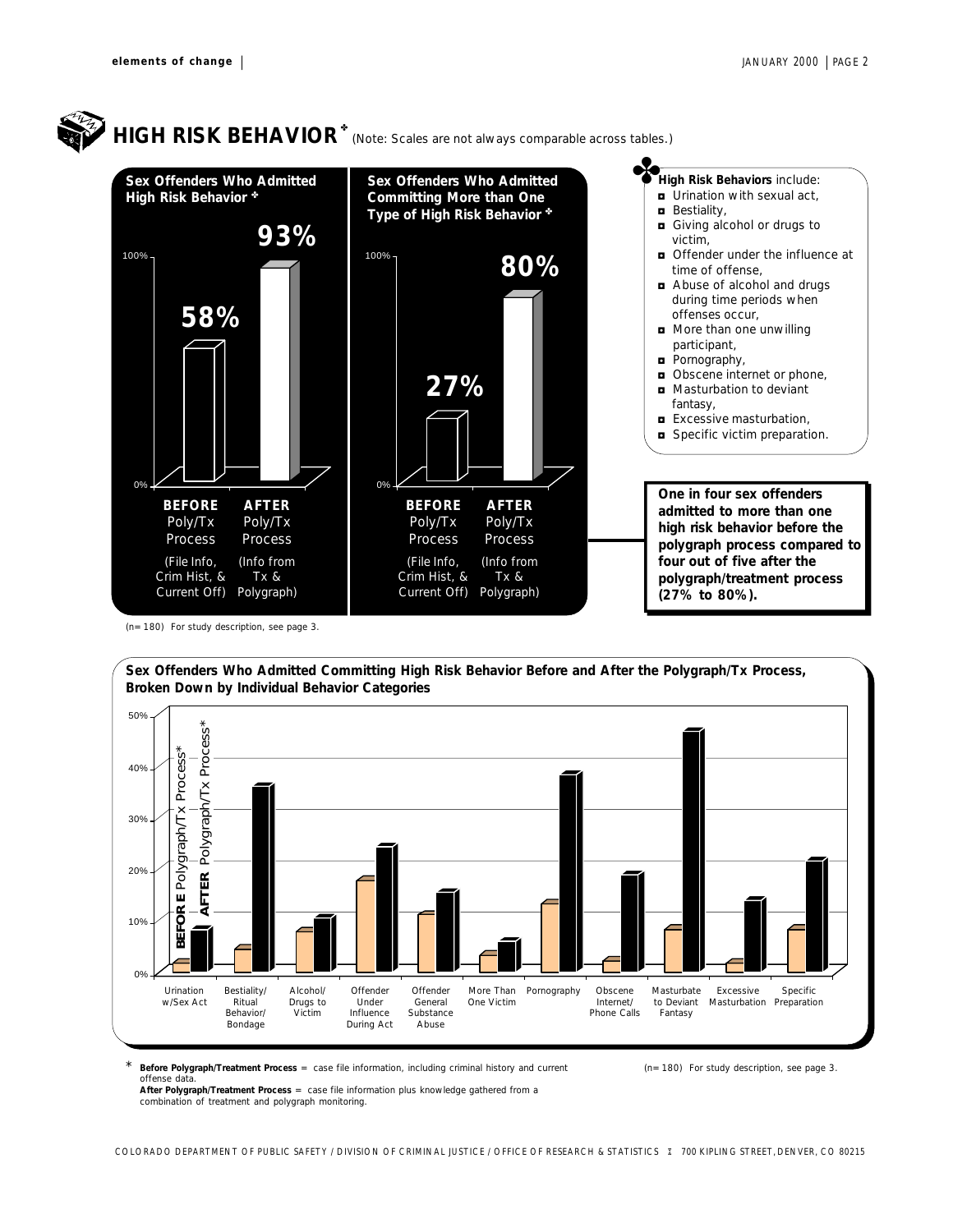# HIGH RISK BEHAVIOR ✤ (Note: Scales are not always comparable across tables.)

**Sex Offenders Who Admitted High Risk Behavior ✤**

| | BEFORE Poly/Tx Process (File Info, Crim Hist, & Current Off) | AFTER Poly/Tx Process (Info from Tx & Polygraph) |
|---|---|---|
| Percent | 58% | 93% |

**Sex Offenders Who Admitted Committing More than One Type of High Risk Behavior ✤**

| | BEFORE Poly/Tx Process (File Info, Crim Hist, & Current Off) | AFTER Poly/Tx Process (Info from Tx & Polygraph) |
|---|---|---|
| Percent | 27% | 80% |

✤ **High Risk Behaviors** include:

- Urination with sexual act,
- Bestiality,
- Giving alcohol or drugs to victim,
- Offender under the influence at time of offense,
- Abuse of alcohol and drugs during time periods when offenses occur,
- More than one unwilling participant,
- Pornography,
- Obscene internet or phone,
- Masturbation to deviant fantasy,
- Excessive masturbation,
- Specific victim preparation.

**One in four sex offenders admitted to more than one high risk behavior before the polygraph process compared to four out of five after the polygraph/treatment process (27% to 80%).**

(n= 180) For study description, see page 3.

**Sex Offenders Who Admitted Committing High Risk Behavior Before and After the Polygraph/Tx Process, Broken Down by Individual Behavior Categories**

| Behavior Category | BEFORE Polygraph/Tx Process* | AFTER Polygraph/Tx Process* |
|---|---|---|
| Urination w/Sex Act | ~1% | ~8% |
| Bestiality/ Ritual Behavior/ Bondage | ~4% | ~36% |
| Alcohol/ Drugs to Victim | ~8% | ~10% |
| Offender Under Influence During Act | ~17% | ~24% |
| Offender General Substance Abuse | ~11% | ~15% |
| More Than One Victim | ~3% | ~6% |
| Pornography | ~13% | ~38% |
| Obscene Internet/ Phone Calls | ~2% | ~19% |
| Masturbate to Deviant Fantasy | ~8% | ~47% |
| Excessive Masturbation | ~1% | ~14% |
| Specific Preparation | ~8% | ~21% |

\* **Before Polygraph/Treatment Process** = case file information, including criminal history and current offense data.
**After Polygraph/Treatment Process** = case file information plus knowledge gathered from a combination of treatment and polygraph monitoring.

(n= 180) For study description, see page 3.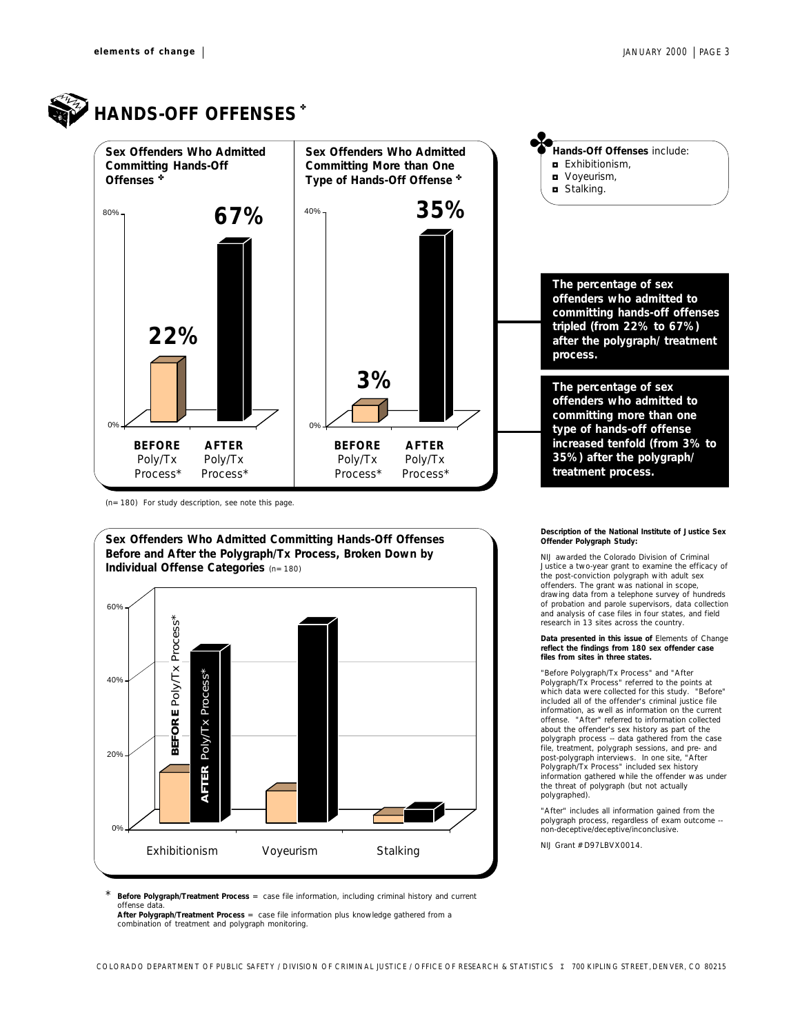# HANDS-OFF OFFENSES ✤

**Sex Offenders Who Admitted Committing Hands-Off Offenses ✤**

| | BEFORE Poly/Tx Process* | AFTER Poly/Tx Process* |
|---|---|---|
| Percentage | 22% | 67% |

**Sex Offenders Who Admitted Committing More than One Type of Hands-Off Offense ✤**

| | BEFORE Poly/Tx Process* | AFTER Poly/Tx Process* |
|---|---|---|
| Percentage | 3% | 35% |

(n=180) For study description, see note this page.

✤ **Hands-Off Offenses** include:

- Exhibitionism,
- Voyeurism,
- Stalking.

**The percentage of sex offenders who admitted to committing hands-off offenses tripled (from 22% to 67%) after the polygraph/treatment process.**

**The percentage of sex offenders who admitted to committing more than one type of hands-off offense increased tenfold (from 3% to 35%) after the polygraph/treatment process.**

**Sex Offenders Who Admitted Committing Hands-Off Offenses Before and After the Polygraph/Tx Process, Broken Down by Individual Offense Categories** (n=180)

Exhibitionism · Voyeurism · Stalking — **BEFORE** Poly/Tx Process* vs. **AFTER** Poly/Tx Process* (0%–60% scale)

\* **Before Polygraph/Treatment Process** = case file information, including criminal history and current offense data.
**After Polygraph/Treatment Process** = case file information plus knowledge gathered from a combination of treatment and polygraph monitoring.

**Description of the National Institute of Justice Sex Offender Polygraph Study:**

NIJ awarded the Colorado Division of Criminal Justice a two-year grant to examine the efficacy of the post-conviction polygraph with adult sex offenders. The grant was national in scope, drawing data from a telephone survey of hundreds of probation and parole supervisors, data collection and analysis of case files in four states, and field research in 13 sites across the country.

**Data presented in this issue of** *Elements of Change* **reflect the findings from 180 sex offender case files from sites in three states.**

"Before Polygraph/Tx Process" and "After Polygraph/Tx Process" referred to the points at which data were collected for this study. "Before" included all of the offender's criminal justice file information, as well as information on the current offense. "After" referred to information collected about the offender's sex history as part of the polygraph process -- data gathered from the case file, treatment, polygraph sessions, and pre- and post-polygraph interviews. In one site, "After Polygraph/Tx Process" included sex history information gathered while the offender was under the threat of polygraph (but not actually polygraphed).

"After" includes all information gained from the polygraph process, regardless of exam outcome -- non-deceptive/deceptive/inconclusive.

NIJ Grant #D97LBVX0014.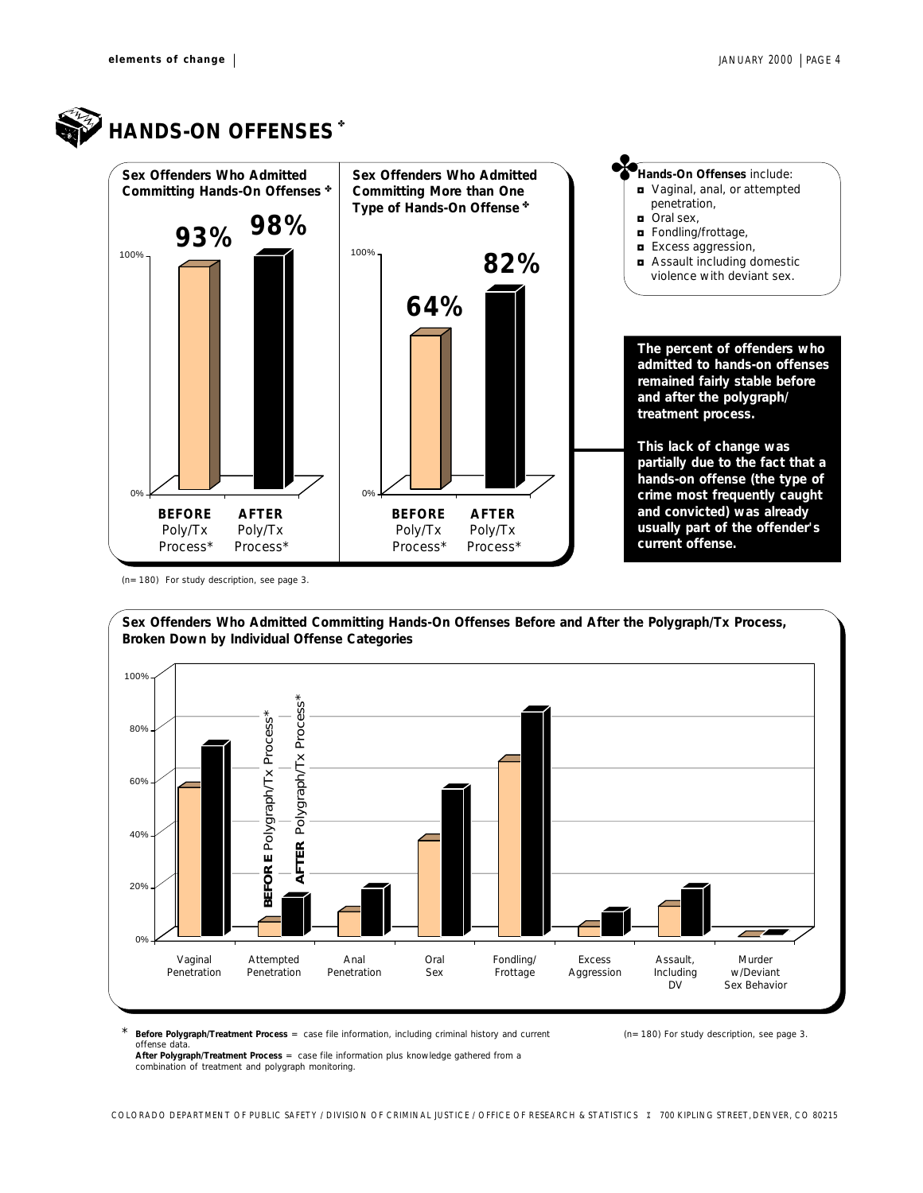## HANDS-ON OFFENSES ✤

**Sex Offenders Who Admitted Committing Hands-On Offenses ✤**

| | BEFORE Poly/Tx Process* | AFTER Poly/Tx Process* |
|---|---|---|
| Percent | 93% | 98% |

**Sex Offenders Who Admitted Committing More than One Type of Hands-On Offense ✤**

| | BEFORE Poly/Tx Process* | AFTER Poly/Tx Process* |
|---|---|---|
| Percent | 64% | 82% |

✤ **Hands-On Offenses** include:

- Vaginal, anal, or attempted penetration,
- Oral sex,
- Fondling/frottage,
- Excess aggression,
- Assault including domestic violence with deviant sex.

**The percent of offenders who admitted to hands-on offenses remained fairly stable before and after the polygraph/ treatment process.**

**This lack of change was partially due to the fact that a hands-on offense (the type of crime most frequently caught and convicted) was already usually part of the offender's current offense.**

(n=180) For study description, see page 3.

**Sex Offenders Who Admitted Committing Hands-On Offenses Before and After the Polygraph/Tx Process, Broken Down by Individual Offense Categories**

Categories: Vaginal Penetration, Attempted Penetration, Anal Penetration, Oral Sex, Fondling/ Frottage, Excess Aggression, Assault, Including DV, Murder w/Deviant Sex Behavior

Legend: **BEFORE** Polygraph/Tx Process*; **AFTER** Polygraph/Tx Process*

(n=180) For study description, see page 3.

\* **Before Polygraph/Treatment Process** = case file information, including criminal history and current offense data.
**After Polygraph/Treatment Process** = case file information plus knowledge gathered from a combination of treatment and polygraph monitoring.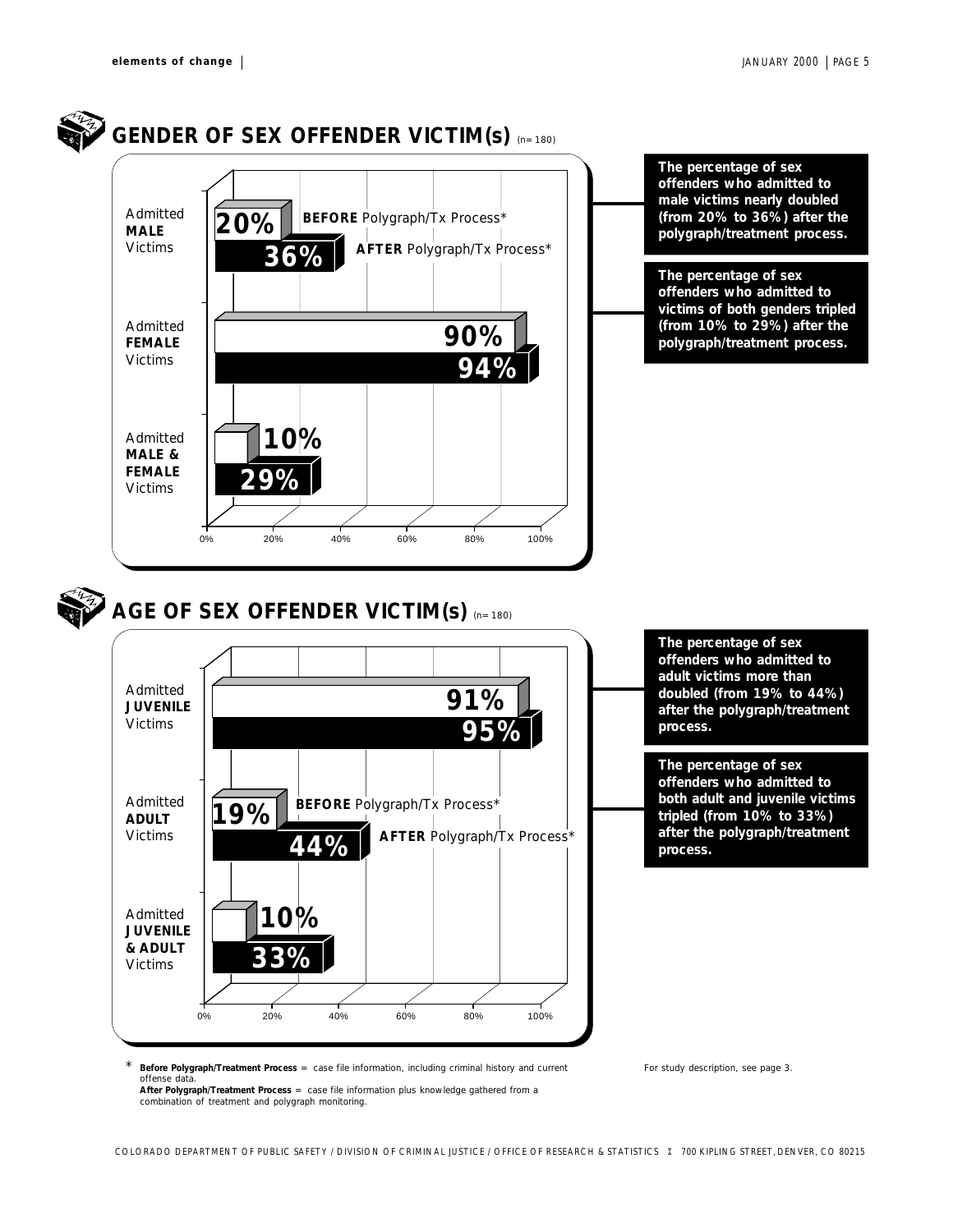## GENDER OF SEX OFFENDER VICTIM(s) (n= 180)

| | BEFORE Polygraph/Tx Process* | AFTER Polygraph/Tx Process* |
|---|---|---|
| Admitted **MALE** Victims | 20% | 36% |
| Admitted **FEMALE** Victims | 90% | 94% |
| Admitted **MALE & FEMALE** Victims | 10% | 29% |

**The percentage of sex offenders who admitted to male victims nearly doubled (from 20% to 36%) after the polygraph/treatment process.**

**The percentage of sex offenders who admitted to victims of both genders tripled (from 10% to 29%) after the polygraph/treatment process.**

## AGE OF SEX OFFENDER VICTIM(s) (n= 180)

| | BEFORE Polygraph/Tx Process* | AFTER Polygraph/Tx Process* |
|---|---|---|
| Admitted **JUVENILE** Victims | 91% | 95% |
| Admitted **ADULT** Victims | 19% | 44% |
| Admitted **JUVENILE & ADULT** Victims | 10% | 33% |

**The percentage of sex offenders who admitted to adult victims more than doubled (from 19% to 44%) after the polygraph/treatment process.**

**The percentage of sex offenders who admitted to both adult and juvenile victims tripled (from 10% to 33%) after the polygraph/treatment process.**

\* **Before Polygraph/Treatment Process** = case file information, including criminal history and current offense data.
**After Polygraph/Treatment Process** = case file information plus knowledge gathered from a combination of treatment and polygraph monitoring.

For study description, see page 3.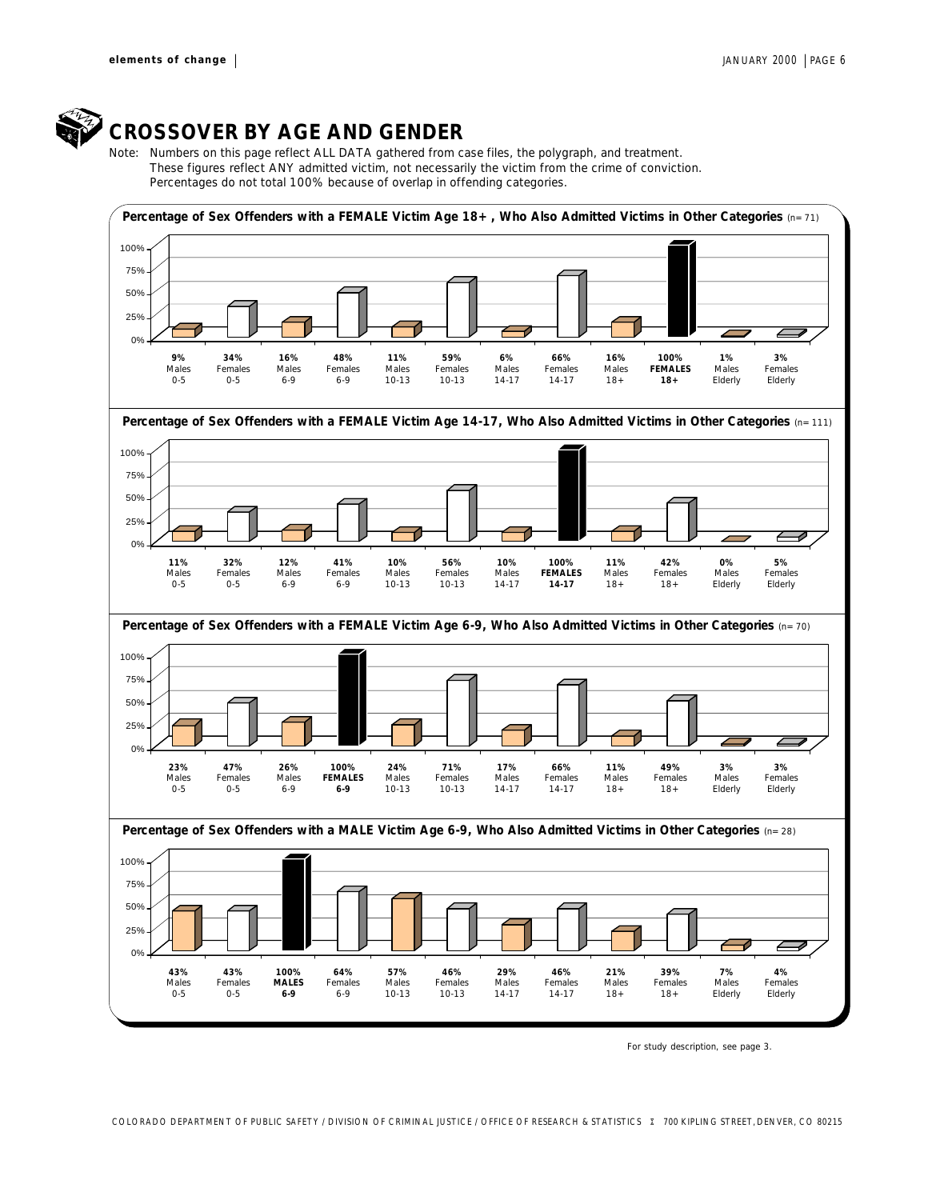# CROSSOVER BY AGE AND GENDER

Note: Numbers on this page reflect ALL DATA gathered from case files, the polygraph, and treatment. These figures reflect ANY admitted victim, not necessarily the victim from the crime of conviction. Percentages do not total 100% because of overlap in offending categories.

**Percentage of Sex Offenders with a FEMALE Victim Age 18+, Who Also Admitted Victims in Other Categories** (n= 71)

| Males 0-5 | Females 0-5 | Males 6-9 | Females 6-9 | Males 10-13 | Females 10-13 | Males 14-17 | Females 14-17 | Males 18+ | **FEMALES 18+** | Males Elderly | Females Elderly |
|---|---|---|---|---|---|---|---|---|---|---|---|
| 9% | 34% | 16% | 48% | 11% | 59% | 6% | 66% | 16% | **100%** | 1% | 3% |

**Percentage of Sex Offenders with a FEMALE Victim Age 14-17, Who Also Admitted Victims in Other Categories** (n= 111)

| Males 0-5 | Females 0-5 | Males 6-9 | Females 6-9 | Males 10-13 | Females 10-13 | Males 14-17 | **FEMALES 14-17** | Males 18+ | Females 18+ | Males Elderly | Females Elderly |
|---|---|---|---|---|---|---|---|---|---|---|---|
| 11% | 32% | 12% | 41% | 10% | 56% | 10% | **100%** | 11% | 42% | 0% | 5% |

**Percentage of Sex Offenders with a FEMALE Victim Age 6-9, Who Also Admitted Victims in Other Categories** (n= 70)

| Males 0-5 | Females 0-5 | Males 6-9 | **FEMALES 6-9** | Males 10-13 | Females 10-13 | Males 14-17 | Females 14-17 | Males 18+ | Females 18+ | Males Elderly | Females Elderly |
|---|---|---|---|---|---|---|---|---|---|---|---|
| 23% | 47% | 26% | **100%** | 24% | 71% | 17% | 66% | 11% | 49% | 3% | 3% |

**Percentage of Sex Offenders with a MALE Victim Age 6-9, Who Also Admitted Victims in Other Categories** (n= 28)

| Males 0-5 | Females 0-5 | **MALES 6-9** | Females 6-9 | Males 10-13 | Females 10-13 | Males 14-17 | Females 14-17 | Males 18+ | Females 18+ | Males Elderly | Females Elderly |
|---|---|---|---|---|---|---|---|---|---|---|---|
| 43% | 43% | **100%** | 64% | 57% | 46% | 29% | 46% | 21% | 39% | 7% | 4% |

For study description, see page 3.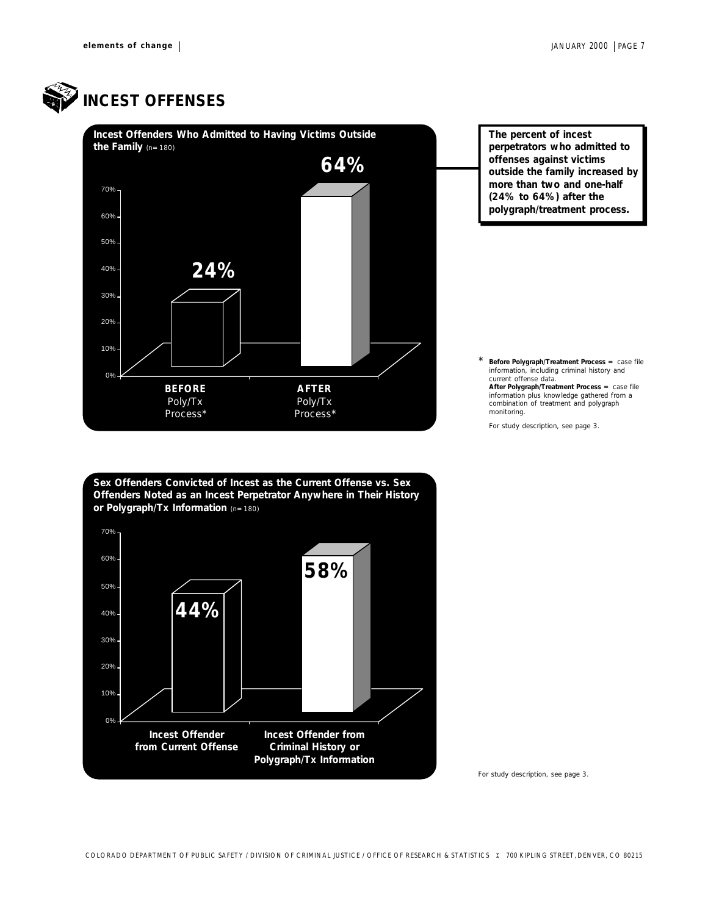# INCEST OFFENSES

**Incest Offenders Who Admitted to Having Victims Outside the Family** (n=180)

| | BEFORE Poly/Tx Process* | AFTER Poly/Tx Process* |
|---|---|---|
| Percent | 24% | 64% |

**The percent of incest perpetrators who admitted to offenses against victims outside the family increased by more than two and one-half (24% to 64%) after the polygraph/treatment process.**

\* **Before Polygraph/Treatment Process** = case file information, including criminal history and current offense data.
**After Polygraph/Treatment Process** = case file information plus knowledge gathered from a combination of treatment and polygraph monitoring.

For study description, see page 3.

**Sex Offenders Convicted of Incest as the Current Offense vs. Sex Offenders Noted as an Incest Perpetrator Anywhere in Their History or Polygraph/Tx Information** (n=180)

| | Incest Offender from Current Offense | Incest Offender from Criminal History or Polygraph/Tx Information |
|---|---|---|
| Percent | 44% | 58% |

For study description, see page 3.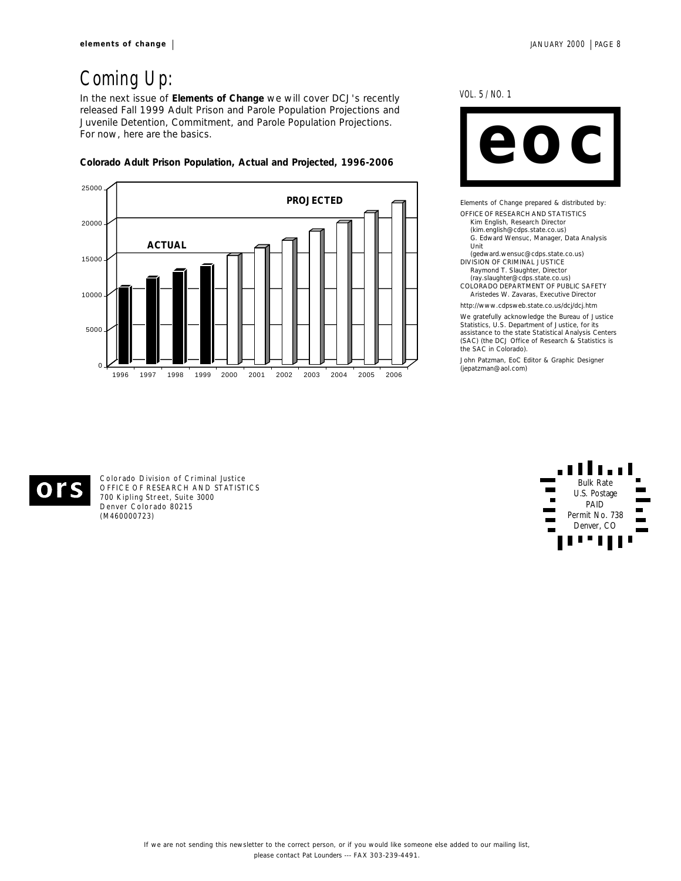# Coming Up:

In the next issue of **Elements of Change** we will cover DCJ's recently released Fall 1999 Adult Prison and Parole Population Projections and Juvenile Detention, Commitment, and Parole Population Projections. For now, here are the basics.

**Colorado Adult Prison Population, Actual and Projected, 1996-2006**

25000
20000
15000
10000
5000
0

ACTUAL

PROJECTED

1996 1997 1998 1999 2000 2001 2002 2003 2004 2005 2006

VOL. 5 / NO. 1

**eoc**

Elements of Change prepared & distributed by:

OFFICE OF RESEARCH AND STATISTICS
Kim English, Research Director
(kim.english@cdps.state.co.us)
G. Edward Wensuc, Manager, Data Analysis Unit
(gedward.wensuc@cdps.state.co.us)

DIVISION OF CRIMINAL JUSTICE
Raymond T. Slaughter, Director
(ray.slaughter@cdps.state.co.us)

COLORADO DEPARTMENT OF PUBLIC SAFETY
Aristedes W. Zavaras, Executive Director

http://www.cdpsweb.state.co.us/dcj/dcj.htm

We gratefully acknowledge the Bureau of Justice Statistics, U.S. Department of Justice, for its assistance to the state Statistical Analysis Centers (SAC) (the DCJ Office of Research & Statistics is the SAC in Colorado).

John Patzman, EoC Editor & Graphic Designer
(jepatzman@aol.com)

**ors**

Colorado Division of Criminal Justice
OFFICE OF RESEARCH AND STATISTICS
700 Kipling Street, Suite 3000
Denver Colorado 80215
(M460000723)

Bulk Rate
U.S. Postage
PAID
Permit No. 738
Denver, CO

If we are not sending this newsletter to the correct person, or if you would like someone else added to our mailing list, please contact Pat Lounders --- FAX 303-239-4491.